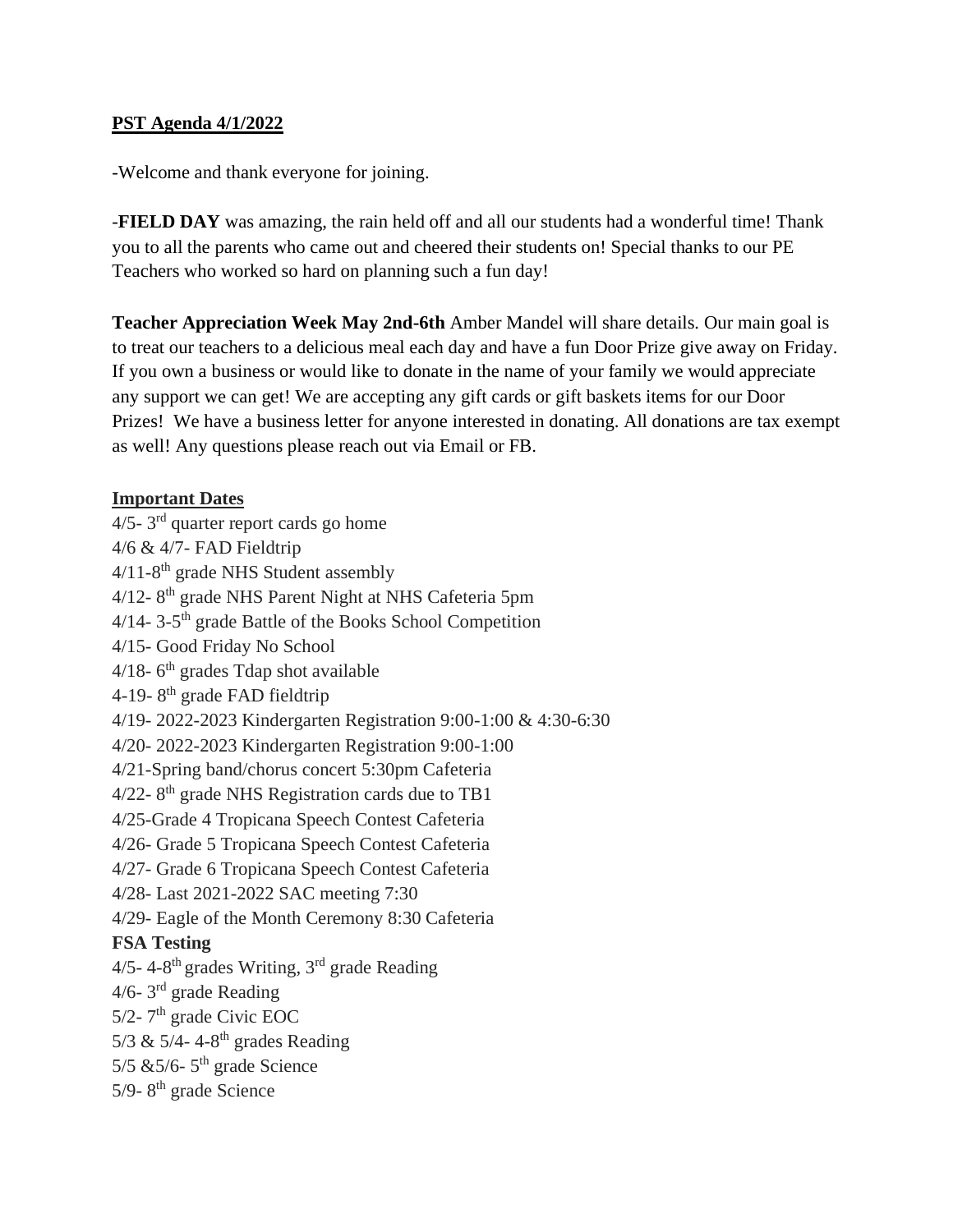**<u>PST Agenda 4/1/2022</u>**

-Welcome and thank everyone for joining.

-**FIELD DAY** was amazing, the rain held off and all our students had a wonderful time! Thank you to all the parents who came out and cheered their students on! Special thanks to our PE Teachers who worked so hard on planning such a fun day!

**Teacher Appreciation Week May 2nd-6th** Amber Mandel will share details. Our main goal is to treat our teachers to a delicious meal each day and have a fun Door Prize give away on Friday. If you own a business or would like to donate in the name of your family we would appreciate any support we can get! We are accepting any gift cards or gift baskets items for our Door Prizes! We have a business letter for anyone interested in donating. All donations are tax exempt as well! Any questions please reach out via Email or FB.

**<u>Important Dates</u>**

4/5- 3rd quarter report cards go home
4/6 & 4/7- FAD Fieldtrip
4/11-8th grade NHS Student assembly
4/12- 8th grade NHS Parent Night at NHS Cafeteria 5pm
4/14- 3-5th grade Battle of the Books School Competition
4/15- Good Friday No School
4/18- 6th grades Tdap shot available
4-19- 8th grade FAD fieldtrip
4/19- 2022-2023 Kindergarten Registration 9:00-1:00 & 4:30-6:30
4/20- 2022-2023 Kindergarten Registration 9:00-1:00
4/21-Spring band/chorus concert 5:30pm Cafeteria
4/22- 8th grade NHS Registration cards due to TB1
4/25-Grade 4 Tropicana Speech Contest Cafeteria
4/26- Grade 5 Tropicana Speech Contest Cafeteria
4/27- Grade 6 Tropicana Speech Contest Cafeteria
4/28- Last 2021-2022 SAC meeting 7:30
4/29- Eagle of the Month Ceremony 8:30 Cafeteria

**FSA Testing**

4/5- 4-8th grades Writing, 3rd grade Reading
4/6- 3rd grade Reading
5/2- 7th grade Civic EOC
5/3 & 5/4- 4-8th grades Reading
5/5 &5/6- 5th grade Science
5/9- 8th grade Science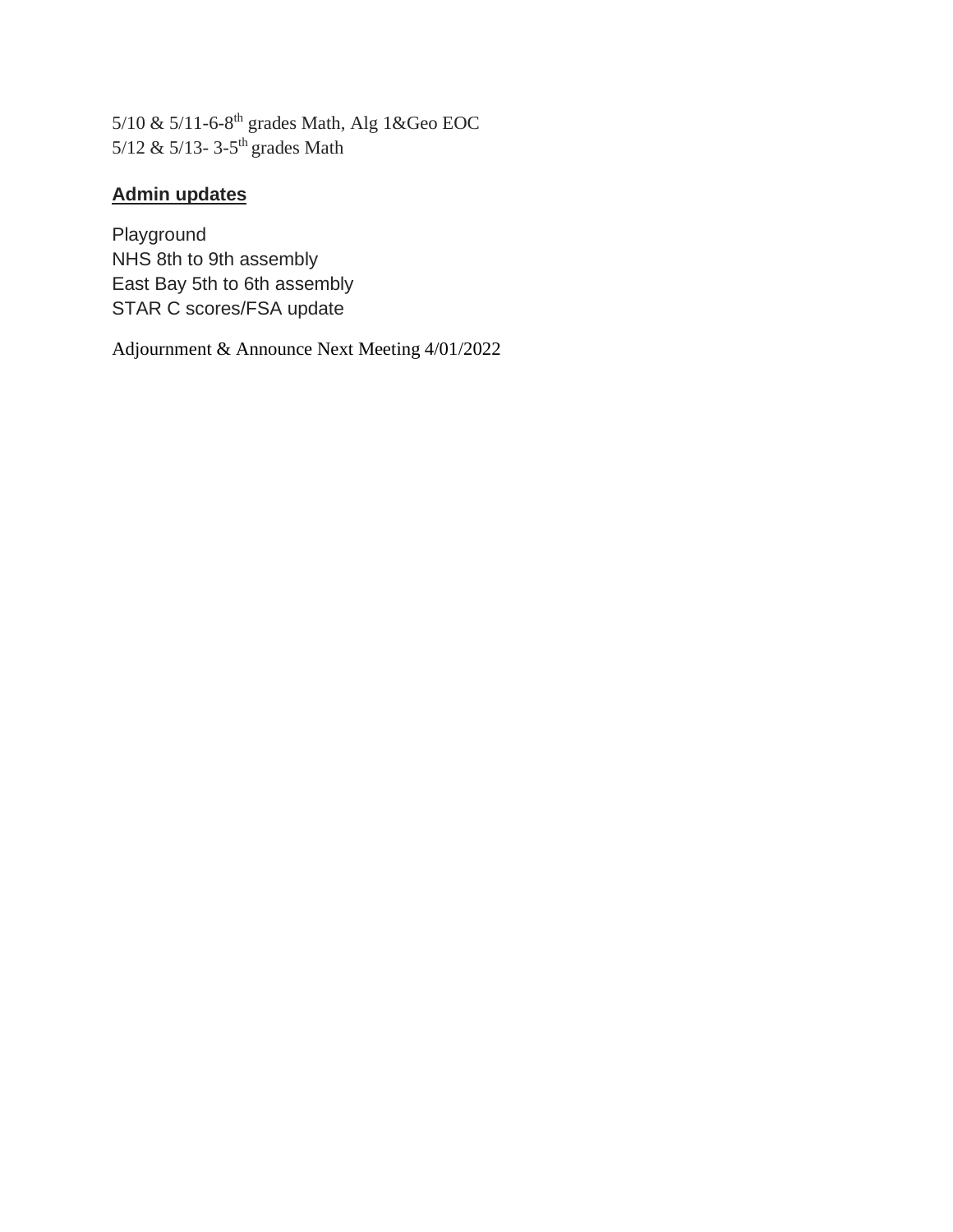5/10 & 5/11-6-8th grades Math, Alg 1&Geo EOC
5/12 & 5/13- 3-5th grades Math

**Admin updates**

Playground
NHS 8th to 9th assembly
East Bay 5th to 6th assembly
STAR C scores/FSA update

Adjournment & Announce Next Meeting 4/01/2022